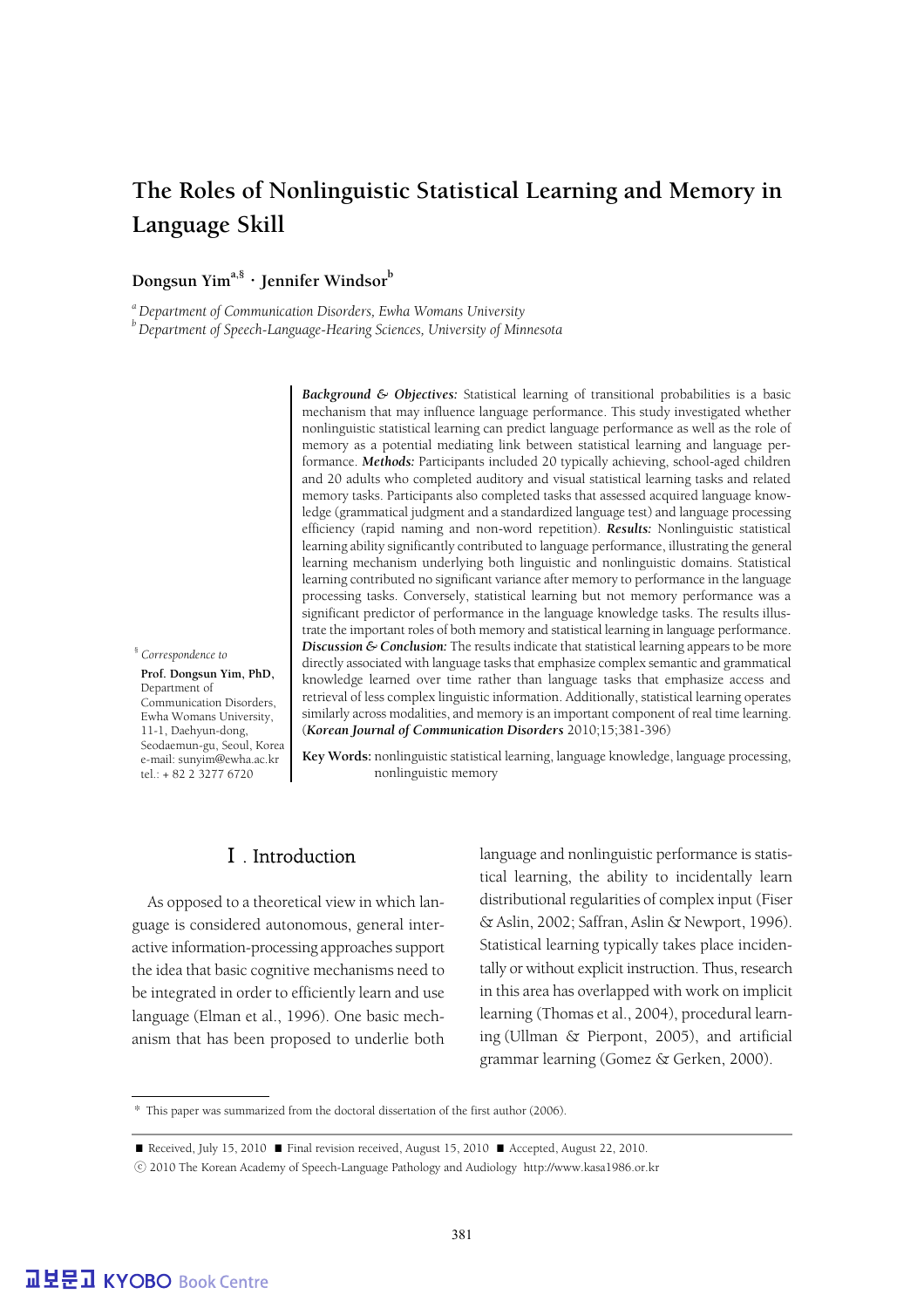# The Roles of Nonlinguistic Statistical Learning and Memory in Language Skill

**Dongsun Yim[a,§] · Jennifer Windsor[b]**

[a] *Department of Communication Disorders, Ewha Womans University*
[b] *Department of Speech-Language-Hearing Sciences, University of Minnesota*

***Background & Objectives:*** Statistical learning of transitional probabilities is a basic mechanism that may influence language performance. This study investigated whether nonlinguistic statistical learning can predict language performance as well as the role of memory as a potential mediating link between statistical learning and language performance. ***Methods:*** Participants included 20 typically achieving, school-aged children and 20 adults who completed auditory and visual statistical learning tasks and related memory tasks. Participants also completed tasks that assessed acquired language knowledge (grammatical judgment and a standardized language test) and language processing efficiency (rapid naming and non-word repetition). ***Results:*** Nonlinguistic statistical learning ability significantly contributed to language performance, illustrating the general learning mechanism underlying both linguistic and nonlinguistic domains. Statistical learning contributed no significant variance after memory to performance in the language processing tasks. Conversely, statistical learning but not memory performance was a significant predictor of performance in the language knowledge tasks. The results illustrate the important roles of both memory and statistical learning in language performance. ***Discussion & Conclusion:*** The results indicate that statistical learning appears to be more directly associated with language tasks that emphasize complex semantic and grammatical knowledge learned over time rather than language tasks that emphasize access and retrieval of less complex linguistic information. Additionally, statistical learning operates similarly across modalities, and memory is an important component of real time learning. (***Korean Journal of Communication Disorders*** 2010;15;381-396)

**Key Words:** nonlinguistic statistical learning, language knowledge, language processing, nonlinguistic memory

§ *Correspondence to*
**Prof. Dongsun Yim, PhD,**
Department of Communication Disorders, Ewha Womans University, 11-1, Daehyun-dong, Seodaemun-gu, Seoul, Korea
e-mail: sunyim@ewha.ac.kr
tel.: + 82 2 3277 6720

## Ⅰ. Introduction

As opposed to a theoretical view in which language is considered autonomous, general interactive information-processing approaches support the idea that basic cognitive mechanisms need to be integrated in order to efficiently learn and use language (Elman et al., 1996). One basic mechanism that has been proposed to underlie both language and nonlinguistic performance is statistical learning, the ability to incidentally learn distributional regularities of complex input (Fiser & Aslin, 2002; Saffran, Aslin & Newport, 1996). Statistical learning typically takes place incidentally or without explicit instruction. Thus, research in this area has overlapped with work on implicit learning (Thomas et al., 2004), procedural learning (Ullman & Pierpont, 2005), and artificial grammar learning (Gomez & Gerken, 2000).

* This paper was summarized from the doctoral dissertation of the first author (2006).

■ Received, July 15, 2010 ■ Final revision received, August 15, 2010 ■ Accepted, August 22, 2010.
ⓒ 2010 The Korean Academy of Speech-Language Pathology and Audiology http://www.kasa1986.or.kr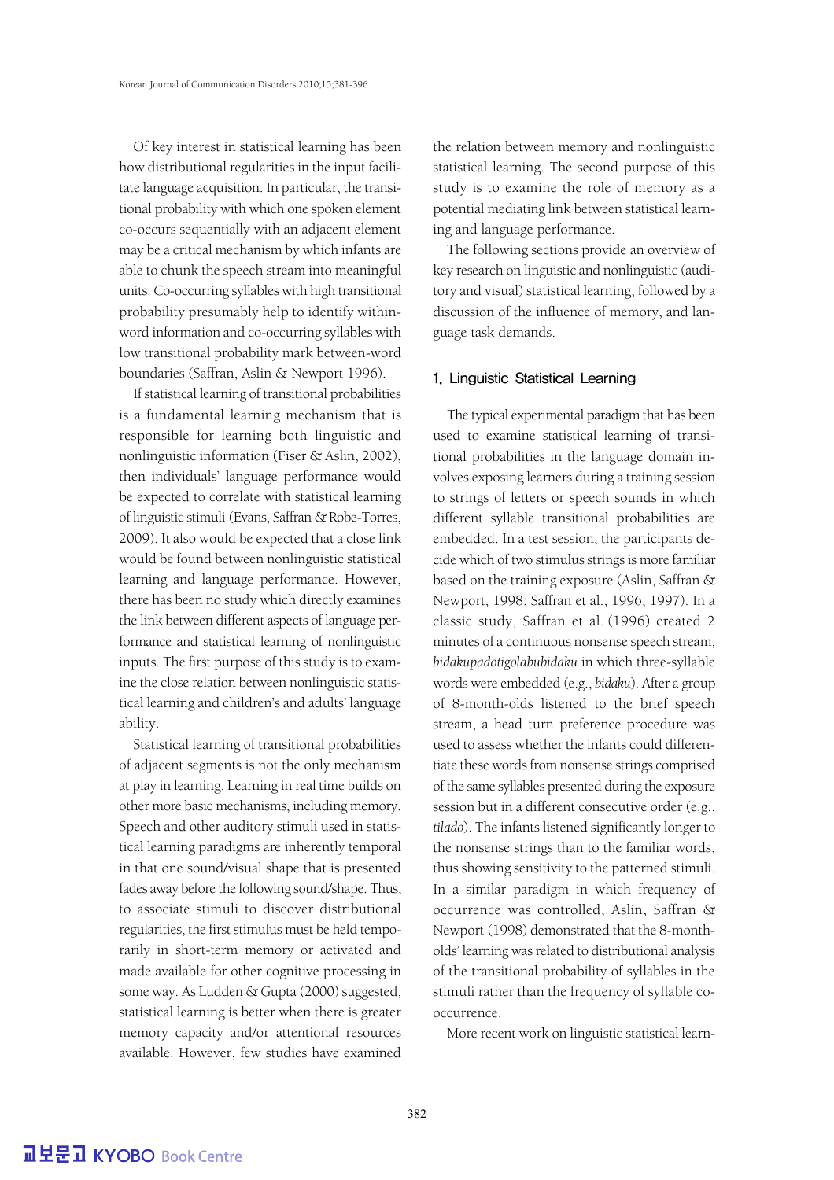Of key interest in statistical learning has been how distributional regularities in the input facilitate language acquisition. In particular, the transitional probability with which one spoken element co-occurs sequentially with an adjacent element may be a critical mechanism by which infants are able to chunk the speech stream into meaningful units. Co-occurring syllables with high transitional probability presumably help to identify within-word information and co-occurring syllables with low transitional probability mark between-word boundaries (Saffran, Aslin & Newport 1996).

If statistical learning of transitional probabilities is a fundamental learning mechanism that is responsible for learning both linguistic and nonlinguistic information (Fiser & Aslin, 2002), then individuals' language performance would be expected to correlate with statistical learning of linguistic stimuli (Evans, Saffran & Robe-Torres, 2009). It also would be expected that a close link would be found between nonlinguistic statistical learning and language performance. However, there has been no study which directly examines the link between different aspects of language performance and statistical learning of nonlinguistic inputs. The first purpose of this study is to examine the close relation between nonlinguistic statistical learning and children's and adults' language ability.

Statistical learning of transitional probabilities of adjacent segments is not the only mechanism at play in learning. Learning in real time builds on other more basic mechanisms, including memory. Speech and other auditory stimuli used in statistical learning paradigms are inherently temporal in that one sound/visual shape that is presented fades away before the following sound/shape. Thus, to associate stimuli to discover distributional regularities, the first stimulus must be held temporarily in short-term memory or activated and made available for other cognitive processing in some way. As Ludden & Gupta (2000) suggested, statistical learning is better when there is greater memory capacity and/or attentional resources available. However, few studies have examined the relation between memory and nonlinguistic statistical learning. The second purpose of this study is to examine the role of memory as a potential mediating link between statistical learning and language performance.

The following sections provide an overview of key research on linguistic and nonlinguistic (auditory and visual) statistical learning, followed by a discussion of the influence of memory, and language task demands.

## 1. Linguistic Statistical Learning

The typical experimental paradigm that has been used to examine statistical learning of transitional probabilities in the language domain involves exposing learners during a training session to strings of letters or speech sounds in which different syllable transitional probabilities are embedded. In a test session, the participants decide which of two stimulus strings is more familiar based on the training exposure (Aslin, Saffran & Newport, 1998; Saffran et al., 1996; 1997). In a classic study, Saffran et al. (1996) created 2 minutes of a continuous nonsense speech stream, *bidakupadotigolabubidaku* in which three-syllable words were embedded (e.g., *bidaku*). After a group of 8-month-olds listened to the brief speech stream, a head turn preference procedure was used to assess whether the infants could differentiate these words from nonsense strings comprised of the same syllables presented during the exposure session but in a different consecutive order (e.g., *tilado*). The infants listened significantly longer to the nonsense strings than to the familiar words, thus showing sensitivity to the patterned stimuli. In a similar paradigm in which frequency of occurrence was controlled, Aslin, Saffran & Newport (1998) demonstrated that the 8-month-olds' learning was related to distributional analysis of the transitional probability of syllables in the stimuli rather than the frequency of syllable co-occurrence.

More recent work on linguistic statistical learn-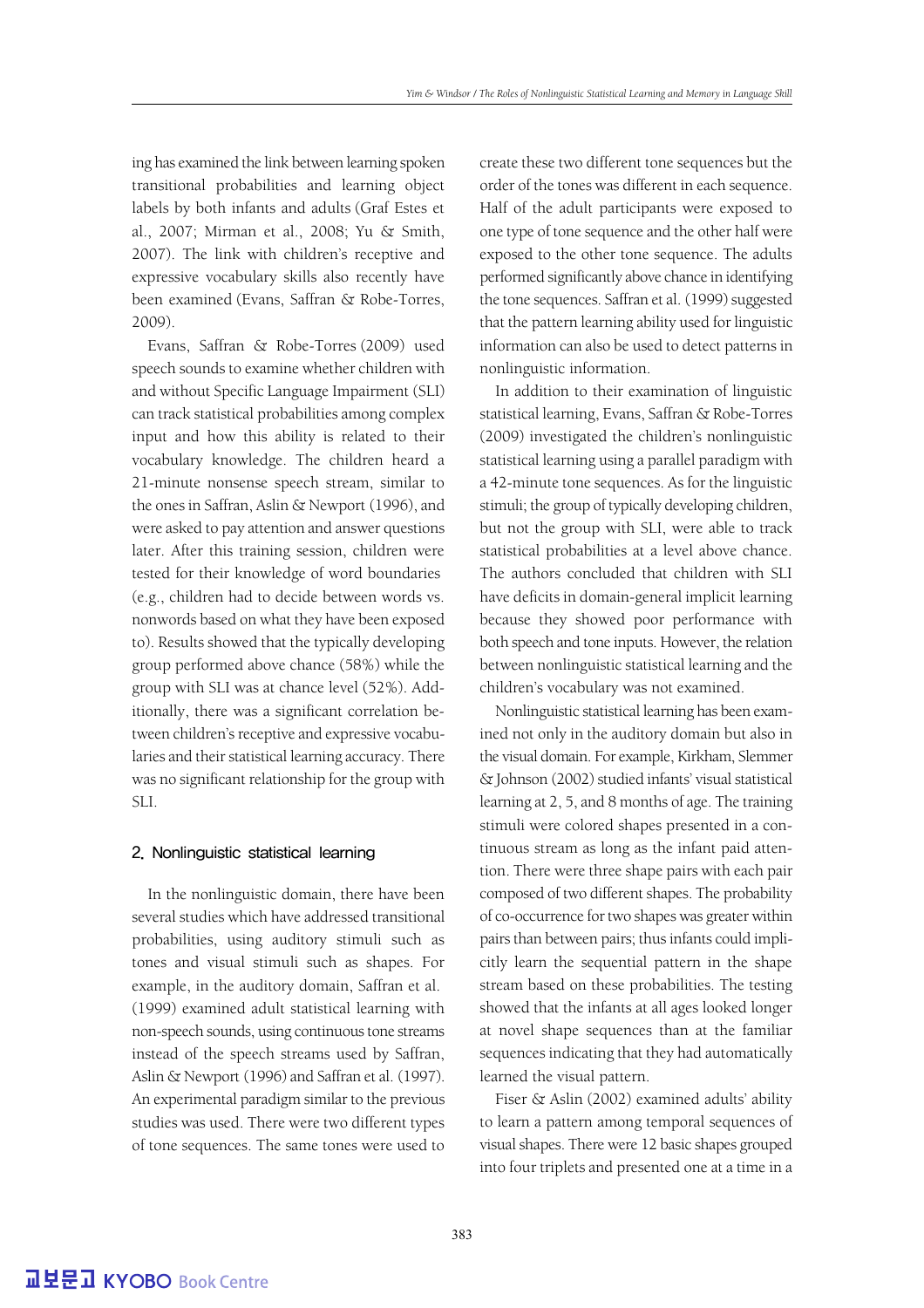ing has examined the link between learning spoken transitional probabilities and learning object labels by both infants and adults (Graf Estes et al., 2007; Mirman et al., 2008; Yu & Smith, 2007). The link with children's receptive and expressive vocabulary skills also recently have been examined (Evans, Saffran & Robe-Torres, 2009).

Evans, Saffran & Robe-Torres (2009) used speech sounds to examine whether children with and without Specific Language Impairment (SLI) can track statistical probabilities among complex input and how this ability is related to their vocabulary knowledge. The children heard a 21-minute nonsense speech stream, similar to the ones in Saffran, Aslin & Newport (1996), and were asked to pay attention and answer questions later. After this training session, children were tested for their knowledge of word boundaries (e.g., children had to decide between words vs. nonwords based on what they have been exposed to). Results showed that the typically developing group performed above chance (58%) while the group with SLI was at chance level (52%). Additionally, there was a significant correlation between children's receptive and expressive vocabularies and their statistical learning accuracy. There was no significant relationship for the group with SLI.

## 2. Nonlinguistic statistical learning

In the nonlinguistic domain, there have been several studies which have addressed transitional probabilities, using auditory stimuli such as tones and visual stimuli such as shapes. For example, in the auditory domain, Saffran et al. (1999) examined adult statistical learning with non-speech sounds, using continuous tone streams instead of the speech streams used by Saffran, Aslin & Newport (1996) and Saffran et al. (1997). An experimental paradigm similar to the previous studies was used. There were two different types of tone sequences. The same tones were used to create these two different tone sequences but the order of the tones was different in each sequence. Half of the adult participants were exposed to one type of tone sequence and the other half were exposed to the other tone sequence. The adults performed significantly above chance in identifying the tone sequences. Saffran et al. (1999) suggested that the pattern learning ability used for linguistic information can also be used to detect patterns in nonlinguistic information.

In addition to their examination of linguistic statistical learning, Evans, Saffran & Robe-Torres (2009) investigated the children's nonlinguistic statistical learning using a parallel paradigm with a 42-minute tone sequences. As for the linguistic stimuli; the group of typically developing children, but not the group with SLI, were able to track statistical probabilities at a level above chance. The authors concluded that children with SLI have deficits in domain-general implicit learning because they showed poor performance with both speech and tone inputs. However, the relation between nonlinguistic statistical learning and the children's vocabulary was not examined.

Nonlinguistic statistical learning has been examined not only in the auditory domain but also in the visual domain. For example, Kirkham, Slemmer & Johnson (2002) studied infants' visual statistical learning at 2, 5, and 8 months of age. The training stimuli were colored shapes presented in a continuous stream as long as the infant paid attention. There were three shape pairs with each pair composed of two different shapes. The probability of co-occurrence for two shapes was greater within pairs than between pairs; thus infants could implicitly learn the sequential pattern in the shape stream based on these probabilities. The testing showed that the infants at all ages looked longer at novel shape sequences than at the familiar sequences indicating that they had automatically learned the visual pattern.

Fiser & Aslin (2002) examined adults' ability to learn a pattern among temporal sequences of visual shapes. There were 12 basic shapes grouped into four triplets and presented one at a time in a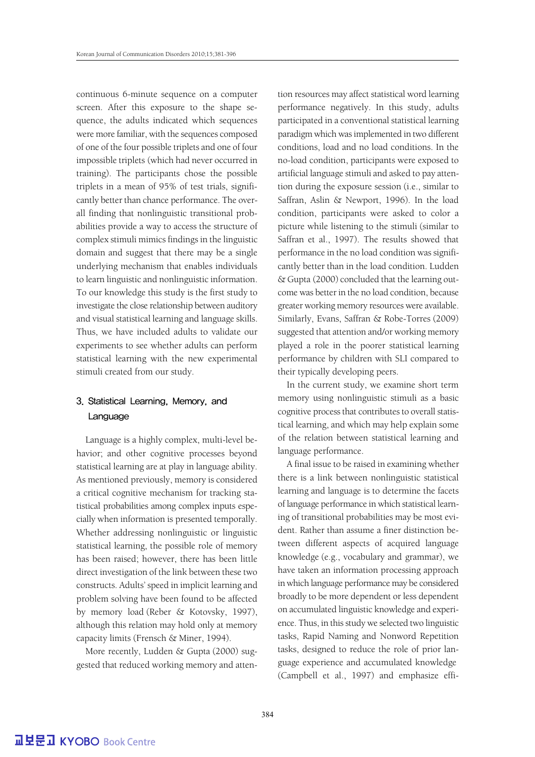continuous 6-minute sequence on a computer screen. After this exposure to the shape sequence, the adults indicated which sequences were more familiar, with the sequences composed of one of the four possible triplets and one of four impossible triplets (which had never occurred in training). The participants chose the possible triplets in a mean of 95% of test trials, significantly better than chance performance. The overall finding that nonlinguistic transitional probabilities provide a way to access the structure of complex stimuli mimics findings in the linguistic domain and suggest that there may be a single underlying mechanism that enables individuals to learn linguistic and nonlinguistic information. To our knowledge this study is the first study to investigate the close relationship between auditory and visual statistical learning and language skills. Thus, we have included adults to validate our experiments to see whether adults can perform statistical learning with the new experimental stimuli created from our study.

## 3. Statistical Learning, Memory, and Language

Language is a highly complex, multi-level behavior; and other cognitive processes beyond statistical learning are at play in language ability. As mentioned previously, memory is considered a critical cognitive mechanism for tracking statistical probabilities among complex inputs especially when information is presented temporally. Whether addressing nonlinguistic or linguistic statistical learning, the possible role of memory has been raised; however, there has been little direct investigation of the link between these two constructs. Adults' speed in implicit learning and problem solving have been found to be affected by memory load (Reber & Kotovsky, 1997), although this relation may hold only at memory capacity limits (Frensch & Miner, 1994).

More recently, Ludden & Gupta (2000) suggested that reduced working memory and attention resources may affect statistical word learning performance negatively. In this study, adults participated in a conventional statistical learning paradigm which was implemented in two different conditions, load and no load conditions. In the no-load condition, participants were exposed to artificial language stimuli and asked to pay attention during the exposure session (i.e., similar to Saffran, Aslin & Newport, 1996). In the load condition, participants were asked to color a picture while listening to the stimuli (similar to Saffran et al., 1997). The results showed that performance in the no load condition was significantly better than in the load condition. Ludden & Gupta (2000) concluded that the learning outcome was better in the no load condition, because greater working memory resources were available. Similarly, Evans, Saffran & Robe-Torres (2009) suggested that attention and/or working memory played a role in the poorer statistical learning performance by children with SLI compared to their typically developing peers.

In the current study, we examine short term memory using nonlinguistic stimuli as a basic cognitive process that contributes to overall statistical learning, and which may help explain some of the relation between statistical learning and language performance.

A final issue to be raised in examining whether there is a link between nonlinguistic statistical learning and language is to determine the facets of language performance in which statistical learning of transitional probabilities may be most evident. Rather than assume a finer distinction between different aspects of acquired language knowledge (e.g., vocabulary and grammar), we have taken an information processing approach in which language performance may be considered broadly to be more dependent or less dependent on accumulated linguistic knowledge and experience. Thus, in this study we selected two linguistic tasks, Rapid Naming and Nonword Repetition tasks, designed to reduce the role of prior language experience and accumulated knowledge (Campbell et al., 1997) and emphasize effi-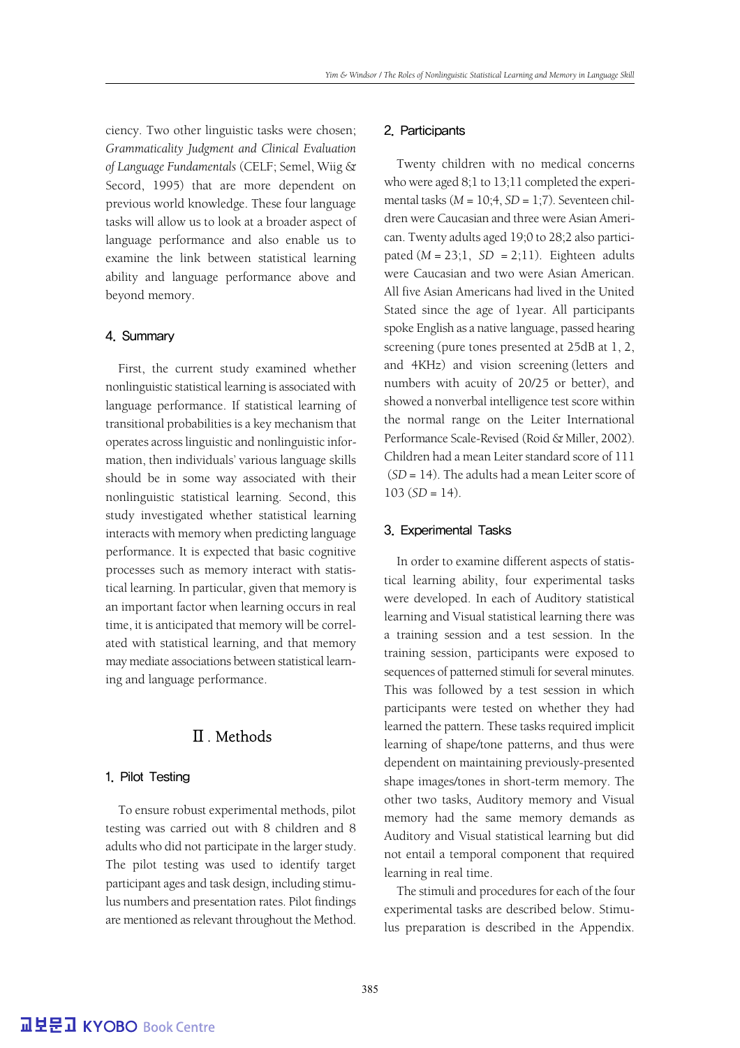ciency. Two other linguistic tasks were chosen; *Grammaticality Judgment and Clinical Evaluation of Language Fundamentals* (CELF; Semel, Wiig & Second, 1995) that are more dependent on previous world knowledge. These four language tasks will allow us to look at a broader aspect of language performance and also enable us to examine the link between statistical learning ability and language performance above and beyond memory.

### 4. Summary

First, the current study examined whether nonlinguistic statistical learning is associated with language performance. If statistical learning of transitional probabilities is a key mechanism that operates across linguistic and nonlinguistic information, then individuals' various language skills should be in some way associated with their nonlinguistic statistical learning. Second, this study investigated whether statistical learning interacts with memory when predicting language performance. It is expected that basic cognitive processes such as memory interact with statistical learning. In particular, given that memory is an important factor when learning occurs in real time, it is anticipated that memory will be correlated with statistical learning, and that memory may mediate associations between statistical learning and language performance.

## Ⅱ. Methods

### 1. Pilot Testing

To ensure robust experimental methods, pilot testing was carried out with 8 children and 8 adults who did not participate in the larger study. The pilot testing was used to identify target participant ages and task design, including stimulus numbers and presentation rates. Pilot findings are mentioned as relevant throughout the Method.

### 2. Participants

Twenty children with no medical concerns who were aged 8;1 to 13;11 completed the experimental tasks (*M* = 10;4, *SD* = 1;7). Seventeen children were Caucasian and three were Asian American. Twenty adults aged 19;0 to 28;2 also participated (*M* = 23;1, *SD* = 2;11). Eighteen adults were Caucasian and two were Asian American. All five Asian Americans had lived in the United Stated since the age of 1year. All participants spoke English as a native language, passed hearing screening (pure tones presented at 25dB at 1, 2, and 4KHz) and vision screening (letters and numbers with acuity of 20/25 or better), and showed a nonverbal intelligence test score within the normal range on the Leiter International Performance Scale-Revised (Roid & Miller, 2002). Children had a mean Leiter standard score of 111 (*SD* = 14). The adults had a mean Leiter score of 103 (*SD* = 14).

### 3. Experimental Tasks

In order to examine different aspects of statistical learning ability, four experimental tasks were developed. In each of Auditory statistical learning and Visual statistical learning there was a training session and a test session. In the training session, participants were exposed to sequences of patterned stimuli for several minutes. This was followed by a test session in which participants were tested on whether they had learned the pattern. These tasks required implicit learning of shape/tone patterns, and thus were dependent on maintaining previously-presented shape images/tones in short-term memory. The other two tasks, Auditory memory and Visual memory had the same memory demands as Auditory and Visual statistical learning but did not entail a temporal component that required learning in real time.

The stimuli and procedures for each of the four experimental tasks are described below. Stimulus preparation is described in the Appendix.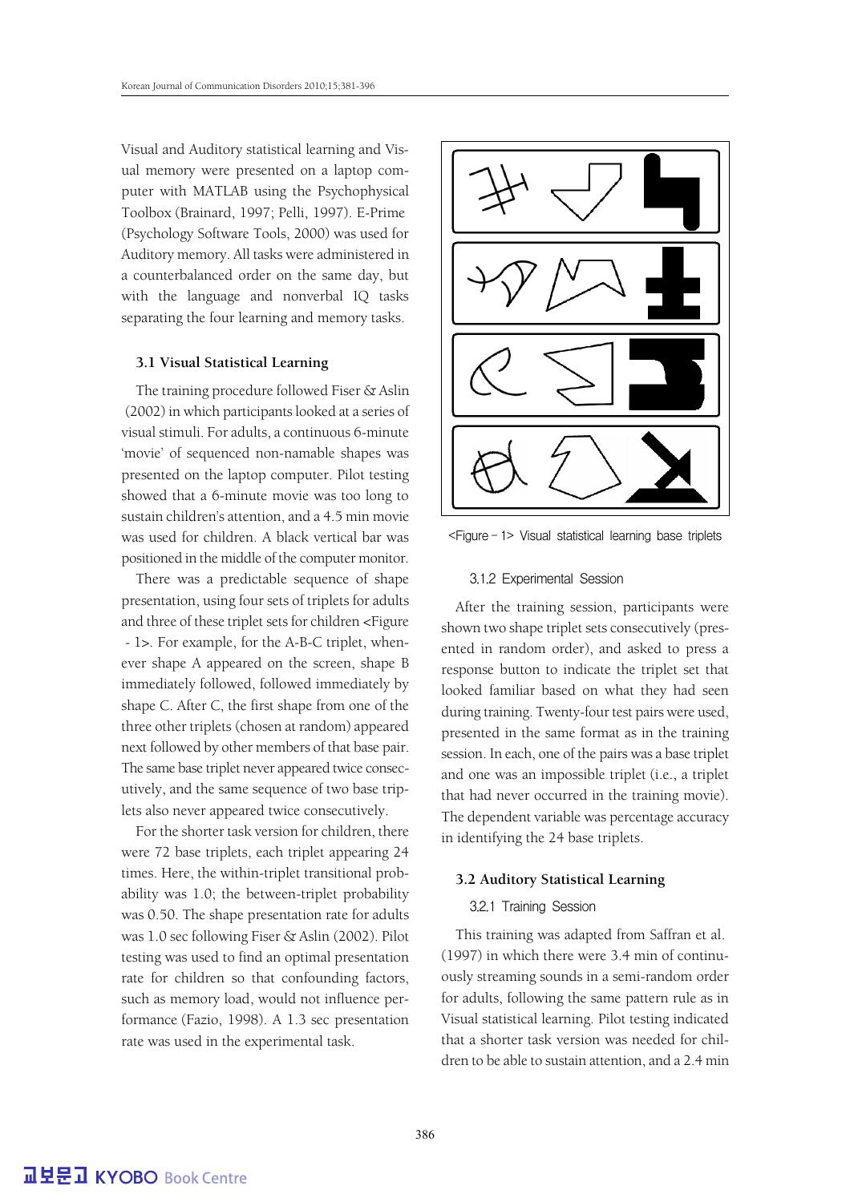Visual and Auditory statistical learning and Visual memory were presented on a laptop computer with MATLAB using the Psychophysical Toolbox (Brainard, 1997; Pelli, 1997). E-Prime (Psychology Software Tools, 2000) was used for Auditory memory. All tasks were administered in a counterbalanced order on the same day, but with the language and nonverbal IQ tasks separating the four learning and memory tasks.

### 3.1 Visual Statistical Learning

The training procedure followed Fiser & Aslin (2002) in which participants looked at a series of visual stimuli. For adults, a continuous 6-minute 'movie' of sequenced non-namable shapes was presented on the laptop computer. Pilot testing showed that a 6-minute movie was too long to sustain children's attention, and a 4.5 min movie was used for children. A black vertical bar was positioned in the middle of the computer monitor.

There was a predictable sequence of shape presentation, using four sets of triplets for adults and three of these triplet sets for children <Figure - 1>. For example, for the A-B-C triplet, whenever shape A appeared on the screen, shape B immediately followed, followed immediately by shape C. After C, the first shape from one of the three other triplets (chosen at random) appeared next followed by other members of that base pair. The same base triplet never appeared twice consecutively, and the same sequence of two base triplets also never appeared twice consecutively.

For the shorter task version for children, there were 72 base triplets, each triplet appearing 24 times. Here, the within-triplet transitional probability was 1.0; the between-triplet probability was 0.50. The shape presentation rate for adults was 1.0 sec following Fiser & Aslin (2002). Pilot testing was used to find an optimal presentation rate for children so that confounding factors, such as memory load, would not influence performance (Fazio, 1998). A 1.3 sec presentation rate was used in the experimental task.

<Figure - 1> Visual statistical learning base triplets

#### 3.1.2 Experimental Session

After the training session, participants were shown two shape triplet sets consecutively (presented in random order), and asked to press a response button to indicate the triplet set that looked familiar based on what they had seen during training. Twenty-four test pairs were used, presented in the same format as in the training session. In each, one of the pairs was a base triplet and one was an impossible triplet (i.e., a triplet that had never occurred in the training movie). The dependent variable was percentage accuracy in identifying the 24 base triplets.

### 3.2 Auditory Statistical Learning

#### 3.2.1 Training Session

This training was adapted from Saffran et al. (1997) in which there were 3.4 min of continuously streaming sounds in a semi-random order for adults, following the same pattern rule as in Visual statistical learning. Pilot testing indicated that a shorter task version was needed for children to be able to sustain attention, and a 2.4 min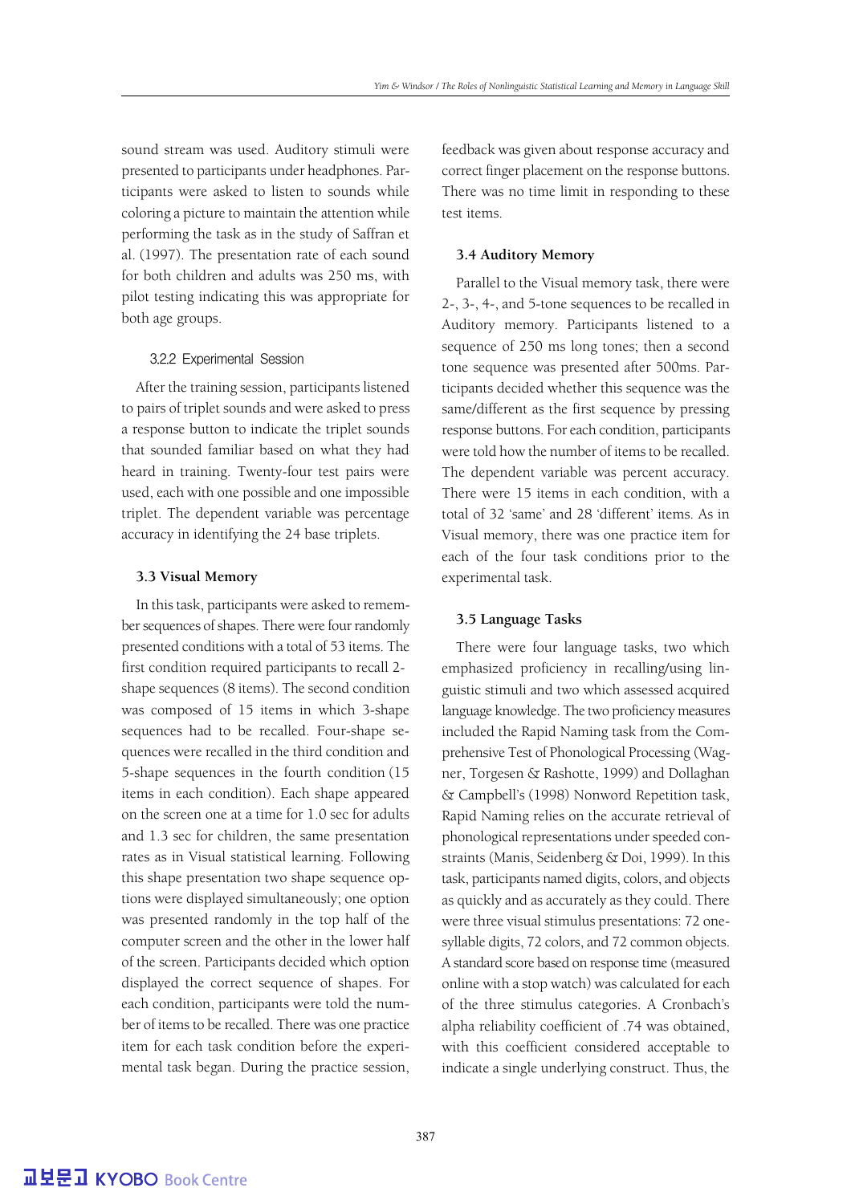sound stream was used. Auditory stimuli were presented to participants under headphones. Participants were asked to listen to sounds while coloring a picture to maintain the attention while performing the task as in the study of Saffran et al. (1997). The presentation rate of each sound for both children and adults was 250 ms, with pilot testing indicating this was appropriate for both age groups.

#### 3.2.2 Experimental Session

After the training session, participants listened to pairs of triplet sounds and were asked to press a response button to indicate the triplet sounds that sounded familiar based on what they had heard in training. Twenty-four test pairs were used, each with one possible and one impossible triplet. The dependent variable was percentage accuracy in identifying the 24 base triplets.

### 3.3 Visual Memory

In this task, participants were asked to remember sequences of shapes. There were four randomly presented conditions with a total of 53 items. The first condition required participants to recall 2-shape sequences (8 items). The second condition was composed of 15 items in which 3-shape sequences had to be recalled. Four-shape sequences were recalled in the third condition and 5-shape sequences in the fourth condition (15 items in each condition). Each shape appeared on the screen one at a time for 1.0 sec for adults and 1.3 sec for children, the same presentation rates as in Visual statistical learning. Following this shape presentation two shape sequence options were displayed simultaneously; one option was presented randomly in the top half of the computer screen and the other in the lower half of the screen. Participants decided which option displayed the correct sequence of shapes. For each condition, participants were told the number of items to be recalled. There was one practice item for each task condition before the experimental task began. During the practice session, feedback was given about response accuracy and correct finger placement on the response buttons. There was no time limit in responding to these test items.

### 3.4 Auditory Memory

Parallel to the Visual memory task, there were 2-, 3-, 4-, and 5-tone sequences to be recalled in Auditory memory. Participants listened to a sequence of 250 ms long tones; then a second tone sequence was presented after 500ms. Participants decided whether this sequence was the same/different as the first sequence by pressing response buttons. For each condition, participants were told how the number of items to be recalled. The dependent variable was percent accuracy. There were 15 items in each condition, with a total of 32 'same' and 28 'different' items. As in Visual memory, there was one practice item for each of the four task conditions prior to the experimental task.

### 3.5 Language Tasks

There were four language tasks, two which emphasized proficiency in recalling/using linguistic stimuli and two which assessed acquired language knowledge. The two proficiency measures included the Rapid Naming task from the Comprehensive Test of Phonological Processing (Wagner, Torgesen & Rashotte, 1999) and Dollaghan & Campbell's (1998) Nonword Repetition task, Rapid Naming relies on the accurate retrieval of phonological representations under speeded constraints (Manis, Seidenberg & Doi, 1999). In this task, participants named digits, colors, and objects as quickly and as accurately as they could. There were three visual stimulus presentations: 72 one-syllable digits, 72 colors, and 72 common objects. A standard score based on response time (measured online with a stop watch) was calculated for each of the three stimulus categories. A Cronbach's alpha reliability coefficient of .74 was obtained, with this coefficient considered acceptable to indicate a single underlying construct. Thus, the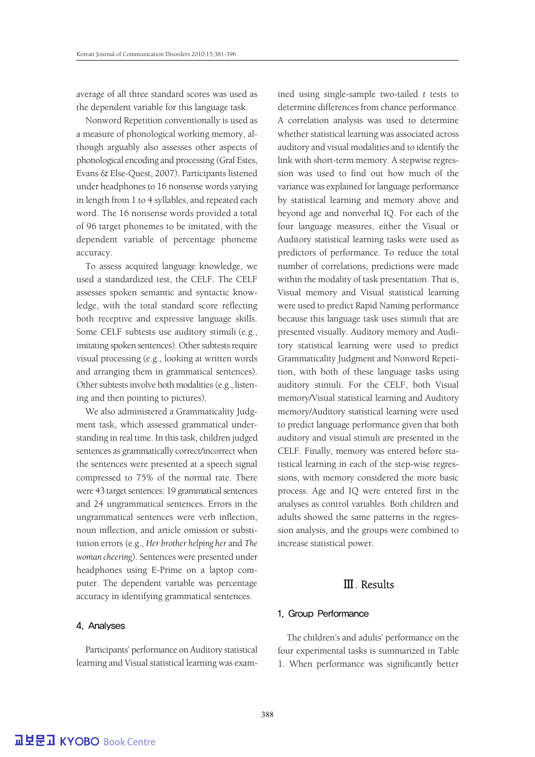average of all three standard scores was used as the dependent variable for this language task.

Nonword Repetition conventionally is used as a measure of phonological working memory, although arguably also assesses other aspects of phonological encoding and processing (Graf Estes, Evans & Else-Quest, 2007). Participants listened under headphones to 16 nonsense words varying in length from 1 to 4 syllables, and repeated each word. The 16 nonsense words provided a total of 96 target phonemes to be imitated, with the dependent variable of percentage phoneme accuracy.

To assess acquired language knowledge, we used a standardized test, the CELF. The CELF assesses spoken semantic and syntactic knowledge, with the total standard score reflecting both receptive and expressive language skills. Some CELF subtests use auditory stimuli (e.g., imitating spoken sentences). Other subtests require visual processing (e.g., looking at written words and arranging them in grammatical sentences). Other subtests involve both modalities (e.g., listening and then pointing to pictures).

We also administered a Grammaticality Judgment task, which assessed grammatical understanding in real time. In this task, children judged sentences as grammatically correct/incorrect when the sentences were presented at a speech signal compressed to 75% of the normal rate. There were 43 target sentences: 19 grammatical sentences and 24 ungrammatical sentences. Errors in the ungrammatical sentences were verb inflection, noun inflection, and article omission or substitution errors (e.g., *Her brother helping her* and *The woman cheering*). Sentences were presented under headphones using E-Prime on a laptop computer. The dependent variable was percentage accuracy in identifying grammatical sentences.

### 4. Analyses

Participants' performance on Auditory statistical learning and Visual statistical learning was examined using single-sample two-tailed $t$ tests to determine differences from chance performance. A correlation analysis was used to determine whether statistical learning was associated across auditory and visual modalities and to identify the link with short-term memory. A stepwise regression was used to find out how much of the variance was explained for language performance by statistical learning and memory above and beyond age and nonverbal IQ. For each of the four language measures, either the Visual or Auditory statistical learning tasks were used as predictors of performance. To reduce the total number of correlations, predictions were made within the modality of task presentation. That is, Visual memory and Visual statistical learning were used to predict Rapid Naming performance because this language task uses stimuli that are presented visually. Auditory memory and Auditory statistical learning were used to predict Grammaticality Judgment and Nonword Repetition, with both of these language tasks using auditory stimuli. For the CELF, both Visual memory/Visual statistical learning and Auditory memory/Auditory statistical learning were used to predict language performance given that both auditory and visual stimuli are presented in the CELF. Finally, memory was entered before statistical learning in each of the step-wise regressions, with memory considered the more basic process. Age and IQ were entered first in the analyses as control variables. Both children and adults showed the same patterns in the regression analysis, and the groups were combined to increase statistical power.

## Ⅲ. Results

### 1. Group Performance

The children's and adults' performance on the four experimental tasks is summarized in Table 1. When performance was significantly better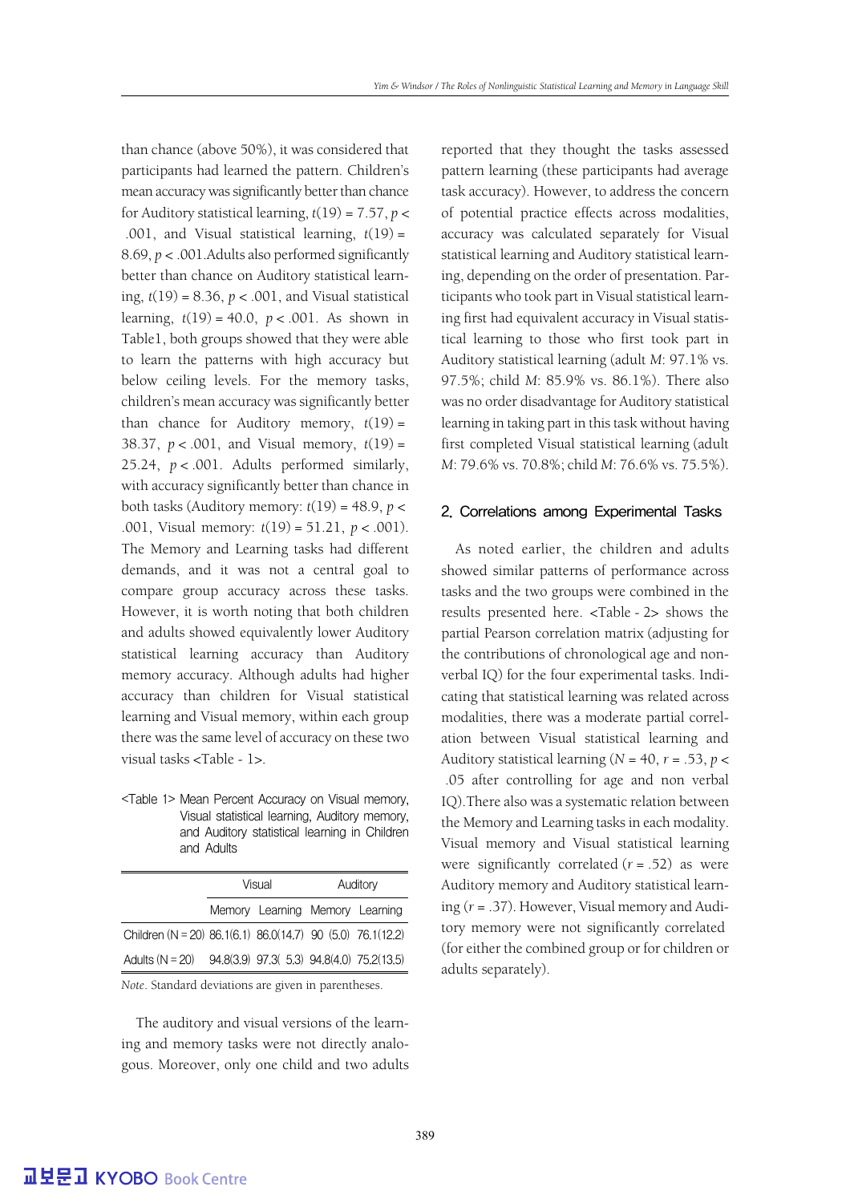than chance (above 50%), it was considered that participants had learned the pattern. Children's mean accuracy was significantly better than chance for Auditory statistical learning, $t(19) = 7.57$, $p < .001$, and Visual statistical learning, $t(19) = 8.69$, $p < .001$. Adults also performed significantly better than chance on Auditory statistical learning, $t(19) = 8.36$, $p < .001$, and Visual statistical learning, $t(19) = 40.0$, $p < .001$. As shown in Table1, both groups showed that they were able to learn the patterns with high accuracy but below ceiling levels. For the memory tasks, children's mean accuracy was significantly better than chance for Auditory memory, $t(19) = 38.37$, $p < .001$, and Visual memory, $t(19) = 25.24$, $p < .001$. Adults performed similarly, with accuracy significantly better than chance in both tasks (Auditory memory: $t(19) = 48.9$, $p < .001$, Visual memory: $t(19) = 51.21$, $p < .001$). The Memory and Learning tasks had different demands, and it was not a central goal to compare group accuracy across these tasks. However, it is worth noting that both children and adults showed equivalently lower Auditory statistical learning accuracy than Auditory memory accuracy. Although adults had higher accuracy than children for Visual statistical learning and Visual memory, within each group there was the same level of accuracy on these two visual tasks <Table - 1>.

<Table 1> Mean Percent Accuracy on Visual memory, Visual statistical learning, Auditory memory, and Auditory statistical learning in Children and Adults

| | Visual | | Auditory | |
|---|---|---|---|---|
| | Memory | Learning | Memory | Learning |
| Children (N = 20) | 86.1(6.1) | 86.0(14.7) | 90 (5.0) | 76.1(12.2) |
| Adults (N = 20) | 94.8(3.9) | 97.3( 5.3) | 94.8(4.0) | 75.2(13.5) |

*Note*. Standard deviations are given in parentheses.

The auditory and visual versions of the learning and memory tasks were not directly analogous. Moreover, only one child and two adults reported that they thought the tasks assessed pattern learning (these participants had average task accuracy). However, to address the concern of potential practice effects across modalities, accuracy was calculated separately for Visual statistical learning and Auditory statistical learning, depending on the order of presentation. Participants who took part in Visual statistical learning first had equivalent accuracy in Visual statistical learning to those who first took part in Auditory statistical learning (adult *M*: 97.1% vs. 97.5%; child *M*: 85.9% vs. 86.1%). There also was no order disadvantage for Auditory statistical learning in taking part in this task without having first completed Visual statistical learning (adult *M*: 79.6% vs. 70.8%; child *M*: 76.6% vs. 75.5%).

## 2. Correlations among Experimental Tasks

As noted earlier, the children and adults showed similar patterns of performance across tasks and the two groups were combined in the results presented here. <Table - 2> shows the partial Pearson correlation matrix (adjusting for the contributions of chronological age and nonverbal IQ) for the four experimental tasks. Indicating that statistical learning was related across modalities, there was a moderate partial correlation between Visual statistical learning and Auditory statistical learning ($N = 40$, $r = .53$, $p < .05$ after controlling for age and non verbal IQ). There also was a systematic relation between the Memory and Learning tasks in each modality. Visual memory and Visual statistical learning were significantly correlated ($r = .52$) as were Auditory memory and Auditory statistical learning ($r = .37$). However, Visual memory and Auditory memory were not significantly correlated (for either the combined group or for children or adults separately).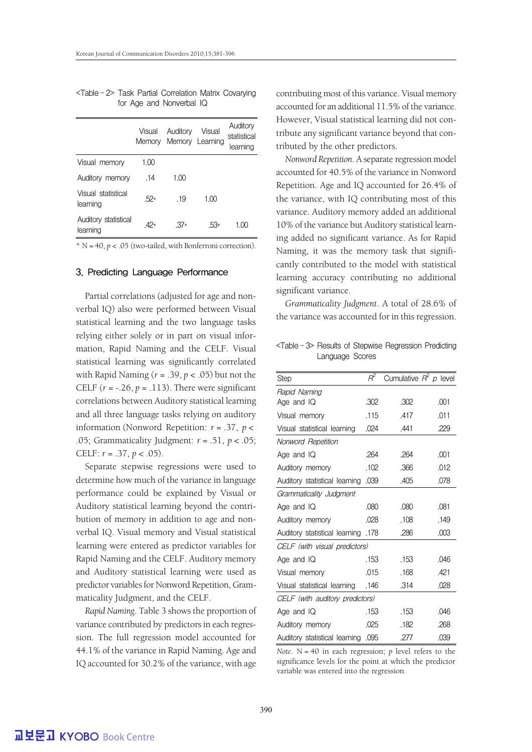<Table-2> Task Partial Correlation Matrix Covarying for Age and Nonverbal IQ

| | Visual Memory | Auditory Memory | Visual Learning | Auditory statistical learning |
|---|---|---|---|---|
| Visual memory | 1.00 | | | |
| Auditory memory | .14 | 1.00 | | |
| Visual statistical learning | .52* | .19 | 1.00 | |
| Auditory statistical learning | .42* | .37* | .53* | 1.00 |

* N = 40, $p < .05$ (two-tailed, with Bonferroni correction).

## 3. Predicting Language Performance

Partial correlations (adjusted for age and nonverbal IQ) also were performed between Visual statistical learning and the two language tasks relying either solely or in part on visual information, Rapid Naming and the CELF. Visual statistical learning was significantly correlated with Rapid Naming ($r = .39$, $p < .05$) but not the CELF ($r = -.26$, $p = .113$). There were significant correlations between Auditory statistical learning and all three language tasks relying on auditory information (Nonword Repetition: $r = .37$, $p < .05$; Grammaticality Judgment: $r = .51$, $p < .05$; CELF: $r = .37$, $p < .05$).

Separate stepwise regressions were used to determine how much of the variance in language performance could be explained by Visual or Auditory statistical learning beyond the contribution of memory in addition to age and nonverbal IQ. Visual memory and Visual statistical learning were entered as predictor variables for Rapid Naming and the CELF. Auditory memory and Auditory statistical learning were used as predictor variables for Nonword Repetition, Grammaticality Judgment, and the CELF.

*Rapid Naming*. Table 3 shows the proportion of variance contributed by predictors in each regression. The full regression model accounted for 44.1% of the variance in Rapid Naming. Age and IQ accounted for 30.2% of the variance, with age contributing most of this variance. Visual memory accounted for an additional 11.5% of the variance. However, Visual statistical learning did not contribute any significant variance beyond that contributed by the other predictors.

*Nonword Repetition*. A separate regression model accounted for 40.5% of the variance in Nonword Repetition. Age and IQ accounted for 26.4% of the variance, with IQ contributing most of this variance. Auditory memory added an additional 10% of the variance but Auditory statistical learning added no significant variance. As for Rapid Naming, it was the memory task that significantly contributed to the model with statistical learning accuracy contributing no additional significant variance.

*Grammaticality Judgment*. A total of 28.6% of the variance was accounted for in this regression.

<Table-3> Results of Stepwise Regression Predicting Language Scores

| Step | $R^2$ | Cumulative $R^2$ | $p$ level |
|---|---|---|---|
| *Rapid Naming* | | | |
| Age and IQ | .302 | .302 | .001 |
| Visual memory | .115 | .417 | .011 |
| Visual statistical learning | .024 | .441 | .229 |
| *Nonword Repetition* | | | |
| Age and IQ | .264 | .264 | .001 |
| Auditory memory | .102 | .366 | .012 |
| Auditory statistical learning | .039 | .405 | .078 |
| *Grammaticality Judgment* | | | |
| Age and IQ | .080 | .080 | .081 |
| Auditory memory | .028 | .108 | .149 |
| Auditory statistical learning | .178 | .286 | .003 |
| *CELF (with visual predictors)* | | | |
| Age and IQ | .153 | .153 | .046 |
| Visual memory | .015 | .168 | .421 |
| Visual statistical learning | .146 | .314 | .028 |
| *CELF (with auditory predictors)* | | | |
| Age and IQ | .153 | .153 | .046 |
| Auditory memory | .025 | .182 | .268 |
| Auditory statistical learning | .095 | .277 | .039 |

*Note*. N = 40 in each regression; $p$ level refers to the significance levels for the point at which the predictor variable was entered into the regression.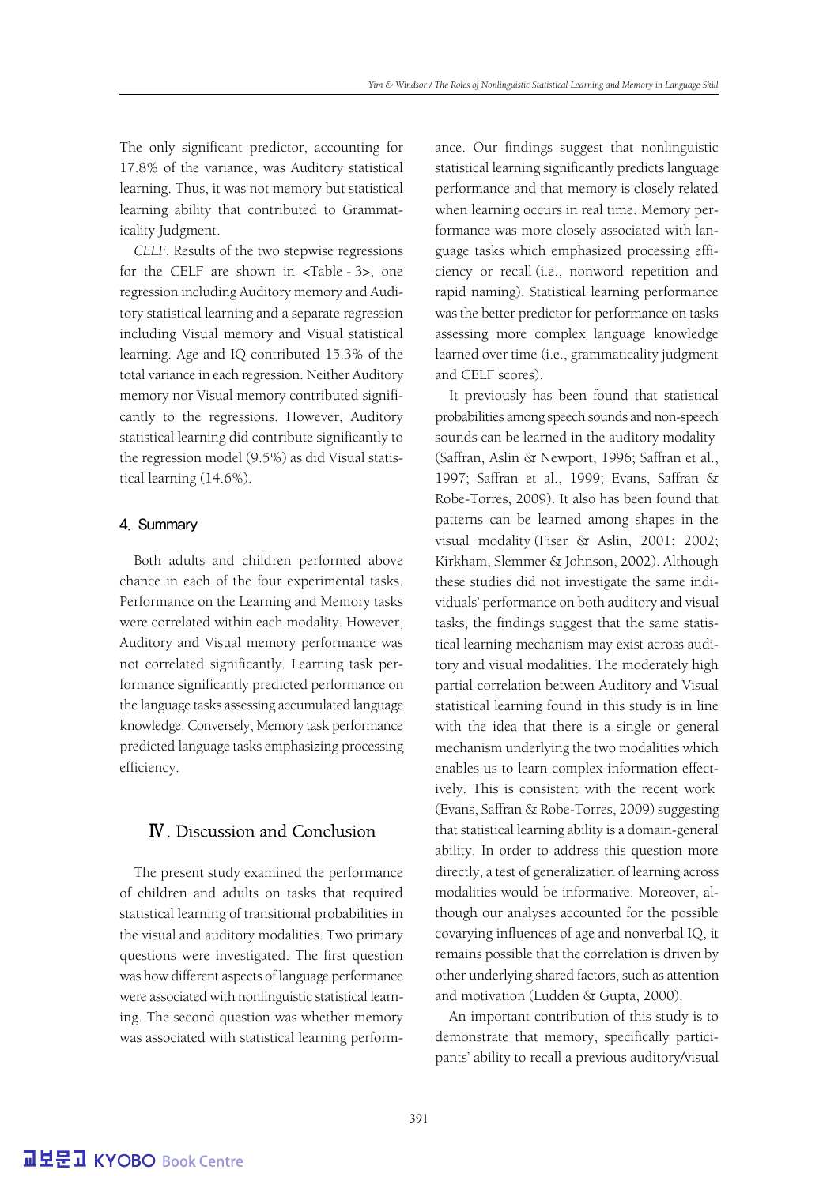The only significant predictor, accounting for 17.8% of the variance, was Auditory statistical learning. Thus, it was not memory but statistical learning ability that contributed to Grammaticality Judgment.

*CELF*. Results of the two stepwise regressions for the CELF are shown in <Table - 3>, one regression including Auditory memory and Auditory statistical learning and a separate regression including Visual memory and Visual statistical learning. Age and IQ contributed 15.3% of the total variance in each regression. Neither Auditory memory nor Visual memory contributed significantly to the regressions. However, Auditory statistical learning did contribute significantly to the regression model (9.5%) as did Visual statistical learning (14.6%).

#### 4. Summary

Both adults and children performed above chance in each of the four experimental tasks. Performance on the Learning and Memory tasks were correlated within each modality. However, Auditory and Visual memory performance was not correlated significantly. Learning task performance significantly predicted performance on the language tasks assessing accumulated language knowledge. Conversely, Memory task performance predicted language tasks emphasizing processing efficiency.

## Ⅳ. Discussion and Conclusion

The present study examined the performance of children and adults on tasks that required statistical learning of transitional probabilities in the visual and auditory modalities. Two primary questions were investigated. The first question was how different aspects of language performance were associated with nonlinguistic statistical learning. The second question was whether memory was associated with statistical learning performance. Our findings suggest that nonlinguistic statistical learning significantly predicts language performance and that memory is closely related when learning occurs in real time. Memory performance was more closely associated with language tasks which emphasized processing efficiency or recall (i.e., nonword repetition and rapid naming). Statistical learning performance was the better predictor for performance on tasks assessing more complex language knowledge learned over time (i.e., grammaticality judgment and CELF scores).

It previously has been found that statistical probabilities among speech sounds and non-speech sounds can be learned in the auditory modality (Saffran, Aslin & Newport, 1996; Saffran et al., 1997; Saffran et al., 1999; Evans, Saffran & Robe-Torres, 2009). It also has been found that patterns can be learned among shapes in the visual modality (Fiser & Aslin, 2001; 2002; Kirkham, Slemmer & Johnson, 2002). Although these studies did not investigate the same individuals' performance on both auditory and visual tasks, the findings suggest that the same statistical learning mechanism may exist across auditory and visual modalities. The moderately high partial correlation between Auditory and Visual statistical learning found in this study is in line with the idea that there is a single or general mechanism underlying the two modalities which enables us to learn complex information effectively. This is consistent with the recent work (Evans, Saffran & Robe-Torres, 2009) suggesting that statistical learning ability is a domain-general ability. In order to address this question more directly, a test of generalization of learning across modalities would be informative. Moreover, although our analyses accounted for the possible covarying influences of age and nonverbal IQ, it remains possible that the correlation is driven by other underlying shared factors, such as attention and motivation (Ludden & Gupta, 2000).

An important contribution of this study is to demonstrate that memory, specifically participants' ability to recall a previous auditory/visual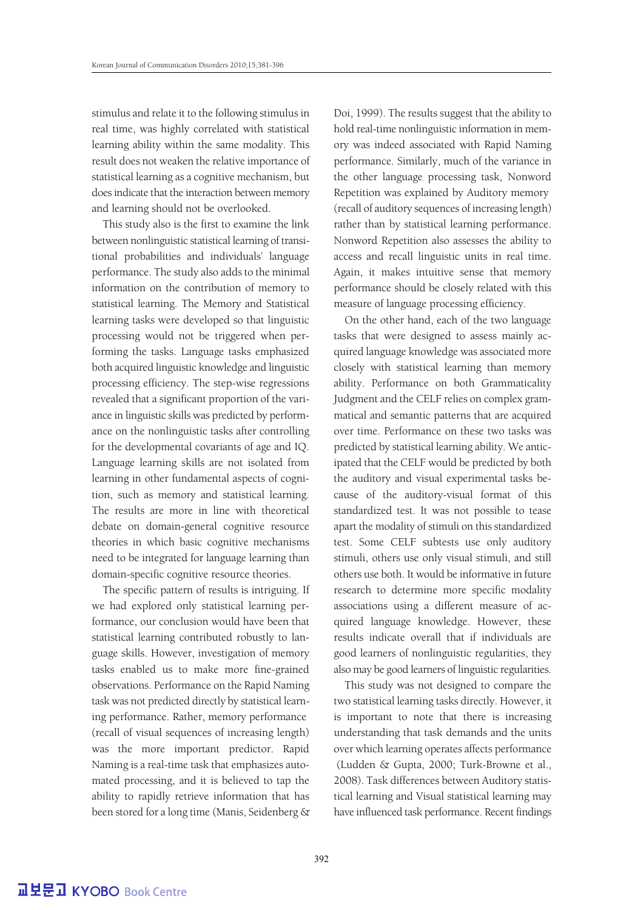stimulus and relate it to the following stimulus in real time, was highly correlated with statistical learning ability within the same modality. This result does not weaken the relative importance of statistical learning as a cognitive mechanism, but does indicate that the interaction between memory and learning should not be overlooked.

This study also is the first to examine the link between nonlinguistic statistical learning of transitional probabilities and individuals' language performance. The study also adds to the minimal information on the contribution of memory to statistical learning. The Memory and Statistical learning tasks were developed so that linguistic processing would not be triggered when performing the tasks. Language tasks emphasized both acquired linguistic knowledge and linguistic processing efficiency. The step-wise regressions revealed that a significant proportion of the variance in linguistic skills was predicted by performance on the nonlinguistic tasks after controlling for the developmental covariants of age and IQ. Language learning skills are not isolated from learning in other fundamental aspects of cognition, such as memory and statistical learning. The results are more in line with theoretical debate on domain-general cognitive resource theories in which basic cognitive mechanisms need to be integrated for language learning than domain-specific cognitive resource theories.

The specific pattern of results is intriguing. If we had explored only statistical learning performance, our conclusion would have been that statistical learning contributed robustly to language skills. However, investigation of memory tasks enabled us to make more fine-grained observations. Performance on the Rapid Naming task was not predicted directly by statistical learning performance. Rather, memory performance (recall of visual sequences of increasing length) was the more important predictor. Rapid Naming is a real-time task that emphasizes automated processing, and it is believed to tap the ability to rapidly retrieve information that has been stored for a long time (Manis, Seidenberg & Doi, 1999). The results suggest that the ability to hold real-time nonlinguistic information in memory was indeed associated with Rapid Naming performance. Similarly, much of the variance in the other language processing task, Nonword Repetition was explained by Auditory memory (recall of auditory sequences of increasing length) rather than by statistical learning performance. Nonword Repetition also assesses the ability to access and recall linguistic units in real time. Again, it makes intuitive sense that memory performance should be closely related with this measure of language processing efficiency.

On the other hand, each of the two language tasks that were designed to assess mainly acquired language knowledge was associated more closely with statistical learning than memory ability. Performance on both Grammaticality Judgment and the CELF relies on complex grammatical and semantic patterns that are acquired over time. Performance on these two tasks was predicted by statistical learning ability. We anticipated that the CELF would be predicted by both the auditory and visual experimental tasks because of the auditory-visual format of this standardized test. It was not possible to tease apart the modality of stimuli on this standardized test. Some CELF subtests use only auditory stimuli, others use only visual stimuli, and still others use both. It would be informative in future research to determine more specific modality associations using a different measure of acquired language knowledge. However, these results indicate overall that if individuals are good learners of nonlinguistic regularities, they also may be good learners of linguistic regularities.

This study was not designed to compare the two statistical learning tasks directly. However, it is important to note that there is increasing understanding that task demands and the units over which learning operates affects performance (Ludden & Gupta, 2000; Turk-Browne et al., 2008). Task differences between Auditory statistical learning and Visual statistical learning may have influenced task performance. Recent findings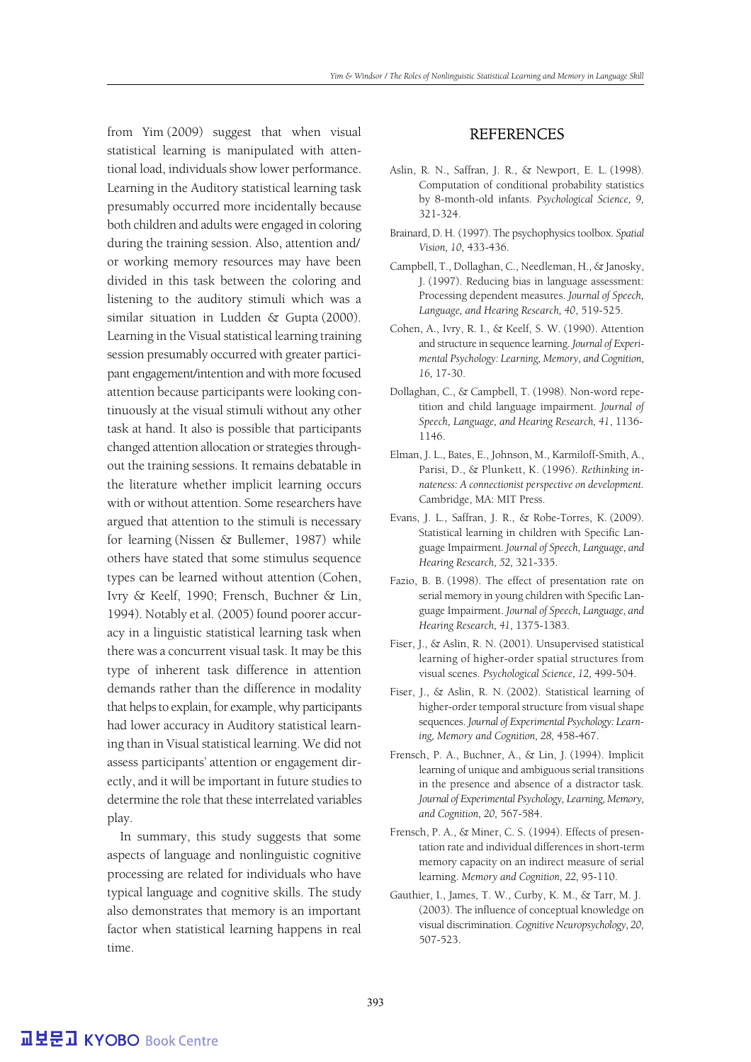from Yim (2009) suggest that when visual statistical learning is manipulated with attentional load, individuals show lower performance. Learning in the Auditory statistical learning task presumably occurred more incidentally because both children and adults were engaged in coloring during the training session. Also, attention and/or working memory resources may have been divided in this task between the coloring and listening to the auditory stimuli which was a similar situation in Ludden & Gupta (2000). Learning in the Visual statistical learning training session presumably occurred with greater participant engagement/intention and with more focused attention because participants were looking continuously at the visual stimuli without any other task at hand. It also is possible that participants changed attention allocation or strategies throughout the training sessions. It remains debatable in the literature whether implicit learning occurs with or without attention. Some researchers have argued that attention to the stimuli is necessary for learning (Nissen & Bullemer, 1987) while others have stated that some stimulus sequence types can be learned without attention (Cohen, Ivry & Keelf, 1990; Frensch, Buchner & Lin, 1994). Notably et al. (2005) found poorer accuracy in a linguistic statistical learning task when there was a concurrent visual task. It may be this type of inherent task difference in attention demands rather than the difference in modality that helps to explain, for example, why participants had lower accuracy in Auditory statistical learning than in Visual statistical learning. We did not assess participants' attention or engagement directly, and it will be important in future studies to determine the role that these interrelated variables play.

In summary, this study suggests that some aspects of language and nonlinguistic cognitive processing are related for individuals who have typical language and cognitive skills. The study also demonstrates that memory is an important factor when statistical learning happens in real time.

## REFERENCES

Aslin, R. N., Saffran, J. R., & Newport, E. L. (1998). Computation of conditional probability statistics by 8-month-old infants. *Psychological Science, 9,* 321-324.

Brainard, D. H. (1997). The psychophysics toolbox. *Spatial Vision, 10,* 433-436.

Campbell, T., Dollaghan, C., Needleman, H., & Janosky, J. (1997). Reducing bias in language assessment: Processing dependent measures. *Journal of Speech, Language, and Hearing Research, 40,* 519-525.

Cohen, A., Ivry, R. I., & Keelf, S. W. (1990). Attention and structure in sequence learning. *Journal of Experimental Psychology: Learning, Memory, and Cognition, 16,* 17-30.

Dollaghan, C., & Campbell, T. (1998). Non-word repetition and child language impairment. *Journal of Speech, Language, and Hearing Research, 41,* 1136-1146.

Elman, J. L., Bates, E., Johnson, M., Karmiloff-Smith, A., Parisi, D., & Plunkett, K. (1996). *Rethinking innateness: A connectionist perspective on development.* Cambridge, MA: MIT Press.

Evans, J. L., Saffran, J. R., & Robe-Torres, K. (2009). Statistical learning in children with Specific Language Impairment. *Journal of Speech, Language, and Hearing Research, 52,* 321-335.

Fazio, B. B. (1998). The effect of presentation rate on serial memory in young children with Specific Language Impairment. *Journal of Speech, Language, and Hearing Research, 41,* 1375-1383.

Fiser, J., & Aslin, R. N. (2001). Unsupervised statistical learning of higher-order spatial structures from visual scenes. *Psychological Science, 12,* 499-504.

Fiser, J., & Aslin, R. N. (2002). Statistical learning of higher-order temporal structure from visual shape sequences. *Journal of Experimental Psychology: Learning, Memory and Cognition, 28,* 458-467.

Frensch, P. A., Buchner, A., & Lin, J. (1994). Implicit learning of unique and ambiguous serial transitions in the presence and absence of a distractor task. *Journal of Experimental Psychology, Learning, Memory, and Cognition, 20,* 567-584.

Frensch, P. A., & Miner, C. S. (1994). Effects of presentation rate and individual differences in short-term memory capacity on an indirect measure of serial learning. *Memory and Cognition, 22,* 95-110.

Gauthier, I., James, T. W., Curby, K. M., & Tarr, M. J. (2003). The influence of conceptual knowledge on visual discrimination. *Cognitive Neuropsychology, 20,* 507-523.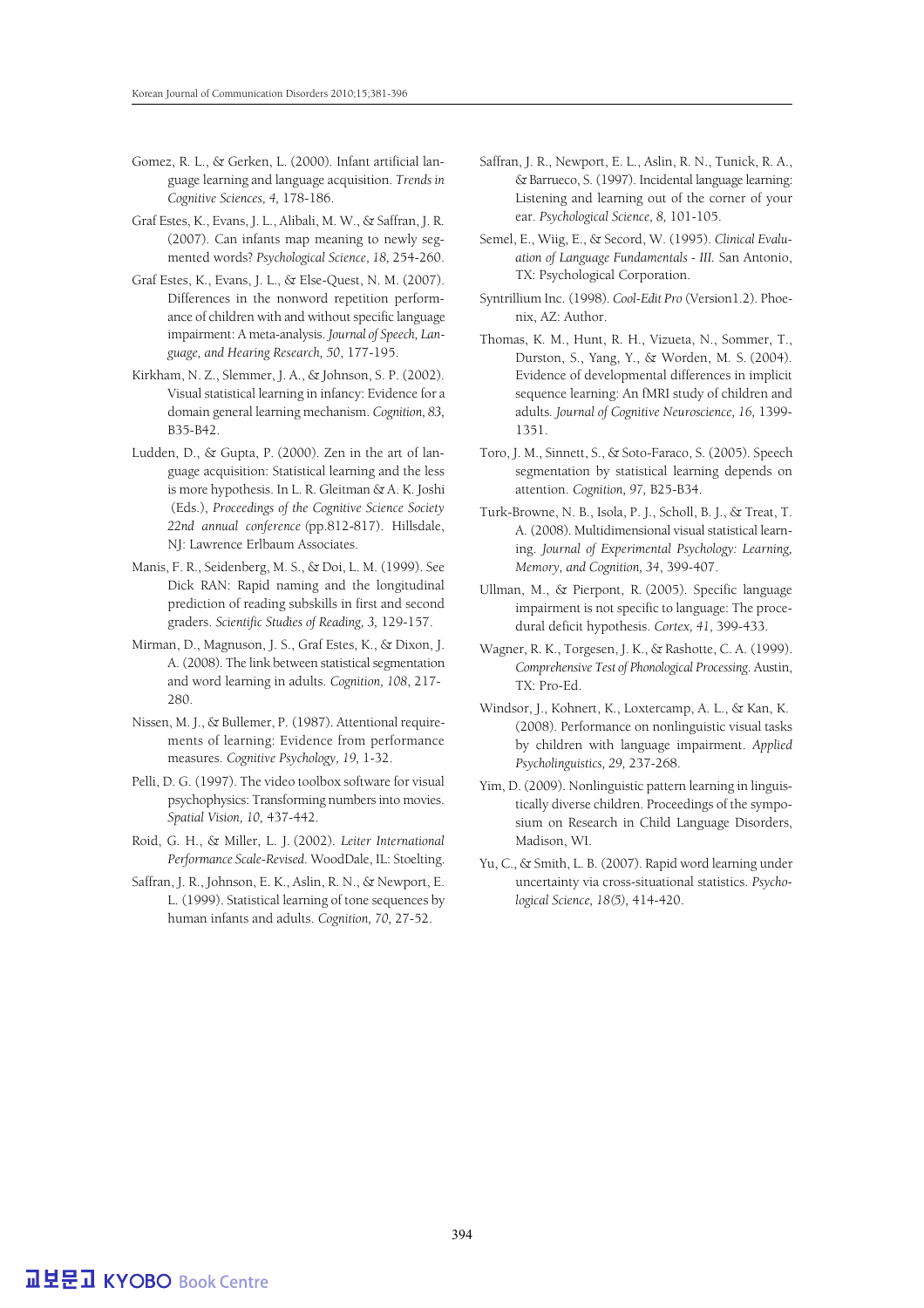Gomez, R. L., & Gerken, L. (2000). Infant artificial language learning and language acquisition. *Trends in Cognitive Sciences, 4,* 178-186.

Graf Estes, K., Evans, J. L., Alibali, M. W., & Saffran, J. R. (2007). Can infants map meaning to newly segmented words? *Psychological Science, 18,* 254-260.

Graf Estes, K., Evans, J. L., & Else-Quest, N. M. (2007). Differences in the nonword repetition performance of children with and without specific language impairment: A meta-analysis. *Journal of Speech, Language, and Hearing Research, 50*, 177-195.

Kirkham, N. Z., Slemmer, J. A., & Johnson, S. P. (2002). Visual statistical learning in infancy: Evidence for a domain general learning mechanism. *Cognition, 83,* B35-B42.

Ludden, D., & Gupta, P. (2000). Zen in the art of language acquisition: Statistical learning and the less is more hypothesis. In L. R. Gleitman & A. K. Joshi (Eds.), *Proceedings of the Cognitive Science Society 22nd annual conference* (pp.812-817). Hillsdale, NJ: Lawrence Erlbaum Associates.

Manis, F. R., Seidenberg, M. S., & Doi, L. M. (1999). See Dick RAN: Rapid naming and the longitudinal prediction of reading subskills in first and second graders. *Scientific Studies of Reading, 3,* 129-157.

Mirman, D., Magnuson, J. S., Graf Estes, K., & Dixon, J. A. (2008). The link between statistical segmentation and word learning in adults. *Cognition, 108*, 217-280.

Nissen, M. J., & Bullemer, P. (1987). Attentional requirements of learning: Evidence from performance measures. *Cognitive Psychology, 19,* 1-32.

Pelli, D. G. (1997). The video toolbox software for visual psychophysics: Transforming numbers into movies. *Spatial Vision, 10,* 437-442.

Roid, G. H., & Miller, L. J. (2002). *Leiter International Performance Scale-Revised*. WoodDale, IL: Stoelting.

Saffran, J. R., Johnson, E. K., Aslin, R. N., & Newport, E. L. (1999). Statistical learning of tone sequences by human infants and adults. *Cognition, 70,* 27-52.

Saffran, J. R., Newport, E. L., Aslin, R. N., Tunick, R. A., & Barrueco, S. (1997). Incidental language learning: Listening and learning out of the corner of your ear. *Psychological Science, 8,* 101-105.

Semel, E., Wiig, E., & Secord, W. (1995). *Clinical Evaluation of Language Fundamentals - III.* San Antonio, TX: Psychological Corporation.

Syntrillium Inc. (1998). *Cool-Edit Pro* (Version1.2). Phoenix, AZ: Author.

Thomas, K. M., Hunt, R. H., Vizueta, N., Sommer, T., Durston, S., Yang, Y., & Worden, M. S. (2004). Evidence of developmental differences in implicit sequence learning: An fMRI study of children and adults. *Journal of Cognitive Neuroscience, 16,* 1399-1351.

Toro, J. M., Sinnett, S., & Soto-Faraco, S. (2005). Speech segmentation by statistical learning depends on attention. *Cognition, 97,* B25-B34.

Turk-Browne, N. B., Isola, P. J., Scholl, B. J., & Treat, T. A. (2008). Multidimensional visual statistical learning. *Journal of Experimental Psychology: Learning, Memory, and Cognition, 34*, 399-407.

Ullman, M., & Pierpont, R. (2005). Specific language impairment is not specific to language: The procedural deficit hypothesis. *Cortex, 41,* 399-433.

Wagner, R. K., Torgesen, J. K., & Rashotte, C. A. (1999). *Comprehensive Test of Phonological Processing*. Austin, TX: Pro-Ed.

Windsor, J., Kohnert, K., Loxtercamp, A. L., & Kan, K. (2008). Performance on nonlinguistic visual tasks by children with language impairment. *Applied Psycholinguistics, 29,* 237-268.

Yim, D. (2009). Nonlinguistic pattern learning in linguistically diverse children. Proceedings of the symposium on Research in Child Language Disorders, Madison, WI.

Yu, C., & Smith, L. B. (2007). Rapid word learning under uncertainty via cross-situational statistics. *Psychological Science, 18(5),* 414-420.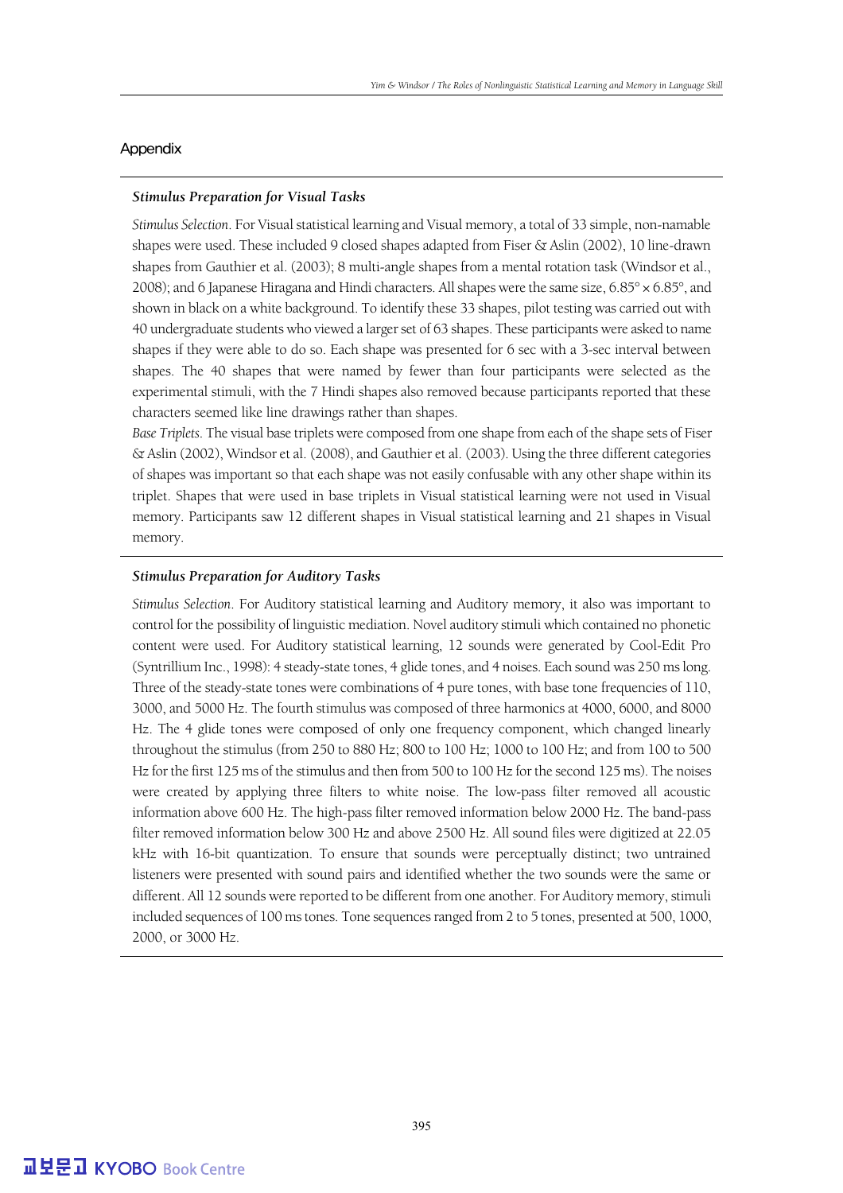## Appendix

### *Stimulus Preparation for Visual Tasks*

*Stimulus Selection*. For Visual statistical learning and Visual memory, a total of 33 simple, non-namable shapes were used. These included 9 closed shapes adapted from Fiser & Aslin (2002), 10 line-drawn shapes from Gauthier et al. (2003); 8 multi-angle shapes from a mental rotation task (Windsor et al., 2008); and 6 Japanese Hiragana and Hindi characters. All shapes were the same size, 6.85° × 6.85°, and shown in black on a white background. To identify these 33 shapes, pilot testing was carried out with 40 undergraduate students who viewed a larger set of 63 shapes. These participants were asked to name shapes if they were able to do so. Each shape was presented for 6 sec with a 3-sec interval between shapes. The 40 shapes that were named by fewer than four participants were selected as the experimental stimuli, with the 7 Hindi shapes also removed because participants reported that these characters seemed like line drawings rather than shapes.

*Base Triplets*. The visual base triplets were composed from one shape from each of the shape sets of Fiser & Aslin (2002), Windsor et al. (2008), and Gauthier et al. (2003). Using the three different categories of shapes was important so that each shape was not easily confusable with any other shape within its triplet. Shapes that were used in base triplets in Visual statistical learning were not used in Visual memory. Participants saw 12 different shapes in Visual statistical learning and 21 shapes in Visual memory.

### *Stimulus Preparation for Auditory Tasks*

*Stimulus Selection*. For Auditory statistical learning and Auditory memory, it also was important to control for the possibility of linguistic mediation. Novel auditory stimuli which contained no phonetic content were used. For Auditory statistical learning, 12 sounds were generated by Cool-Edit Pro (Syntrillium Inc., 1998): 4 steady-state tones, 4 glide tones, and 4 noises. Each sound was 250 ms long. Three of the steady-state tones were combinations of 4 pure tones, with base tone frequencies of 110, 3000, and 5000 Hz. The fourth stimulus was composed of three harmonics at 4000, 6000, and 8000 Hz. The 4 glide tones were composed of only one frequency component, which changed linearly throughout the stimulus (from 250 to 880 Hz; 800 to 100 Hz; 1000 to 100 Hz; and from 100 to 500 Hz for the first 125 ms of the stimulus and then from 500 to 100 Hz for the second 125 ms). The noises were created by applying three filters to white noise. The low-pass filter removed all acoustic information above 600 Hz. The high-pass filter removed information below 2000 Hz. The band-pass filter removed information below 300 Hz and above 2500 Hz. All sound files were digitized at 22.05 kHz with 16-bit quantization. To ensure that sounds were perceptually distinct; two untrained listeners were presented with sound pairs and identified whether the two sounds were the same or different. All 12 sounds were reported to be different from one another. For Auditory memory, stimuli included sequences of 100 ms tones. Tone sequences ranged from 2 to 5 tones, presented at 500, 1000, 2000, or 3000 Hz.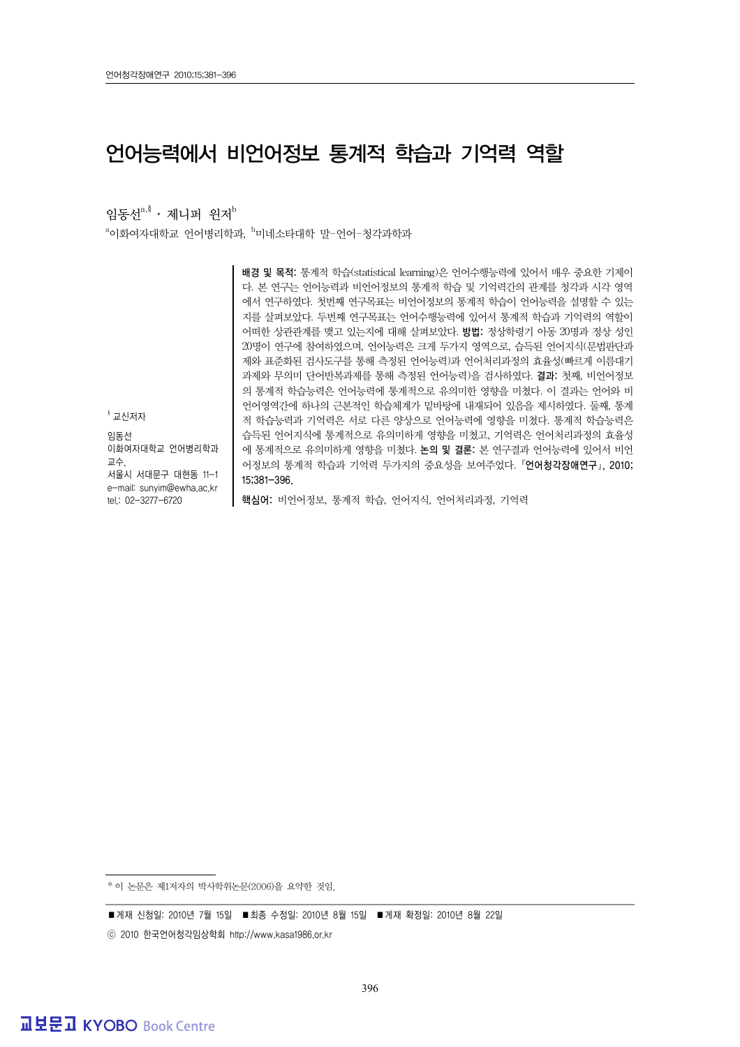# 언어능력에서 비언어정보 통계적 학습과 기억력 역할

임동선[a,§] · 제니퍼 윈저[b]

[a]이화여자대학교 언어병리학과, [b]미네소타대학 말-언어-청각과학과

**배경 및 목적:** 통계적 학습(statistical learning)은 언어수행능력에 있어서 매우 중요한 기제이다. 본 연구는 언어능력과 비언어정보의 통계적 학습 및 기억력간의 관계를 청각과 시각 영역에서 연구하였다. 첫번째 연구목표는 비언어정보의 통계적 학습이 언어능력을 설명할 수 있는지를 살펴보았다. 두번째 연구목표는 언어수행능력에 있어서 통계적 학습과 기억력의 역할이 어떠한 상관관계를 맺고 있는지에 대해 살펴보았다. **방법:** 정상학령기 아동 20명과 정상 성인 20명이 연구에 참여하였으며, 언어능력은 크게 두가지 영역으로, 습득된 언어지식(문법판단과제와 표준화된 검사도구를 통해 측정된 언어능력)과 언어처리과정의 효율성(빠르게 이름대기 과제와 무의미 단어반복과제를 통해 측정된 언어능력)을 검사하였다. **결과:** 첫째, 비언어정보의 통계적 학습능력은 언어능력에 통계적으로 유의미한 영향을 미쳤다. 이 결과는 언어와 비언어영역간에 하나의 근본적인 학습체계가 밑바탕에 내재되어 있음을 제시하였다. 둘째, 통계적 학습능력과 기억력은 서로 다른 양상으로 언어능력에 영향을 미쳤다. 통계적 학습능력은 습득된 언어지식에 통계적으로 유의미하게 영향을 미쳤고, 기억력은 언어처리과정의 효율성에 통계적으로 유의미하게 영향을 미쳤다. **논의 및 결론:** 본 연구결과 언어능력에 있어서 비언어정보의 통계적 학습과 기억력 두가지의 중요성을 보여주었다. 『**언어청각장애연구**』, 2010; 15;381-396.

**핵심어:** 비언어정보, 통계적 학습, 언어지식, 언어처리과정, 기억력

§ 교신저자

임동선
이화여자대학교 언어병리학과 교수,
서울시 서대문구 대현동 11-1
e-mail: sunyim@ewha.ac.kr
tel.: 02-3277-6720

\* 이 논문은 제1저자의 박사학위논문(2006)을 요약한 것임.

■ 게재 신청일: 2010년 7월 15일 ■ 최종 수정일: 2010년 8월 15일 ■ 게재 확정일: 2010년 8월 22일

ⓒ 2010 한국언어청각임상학회 http://www.kasa1986.or.kr